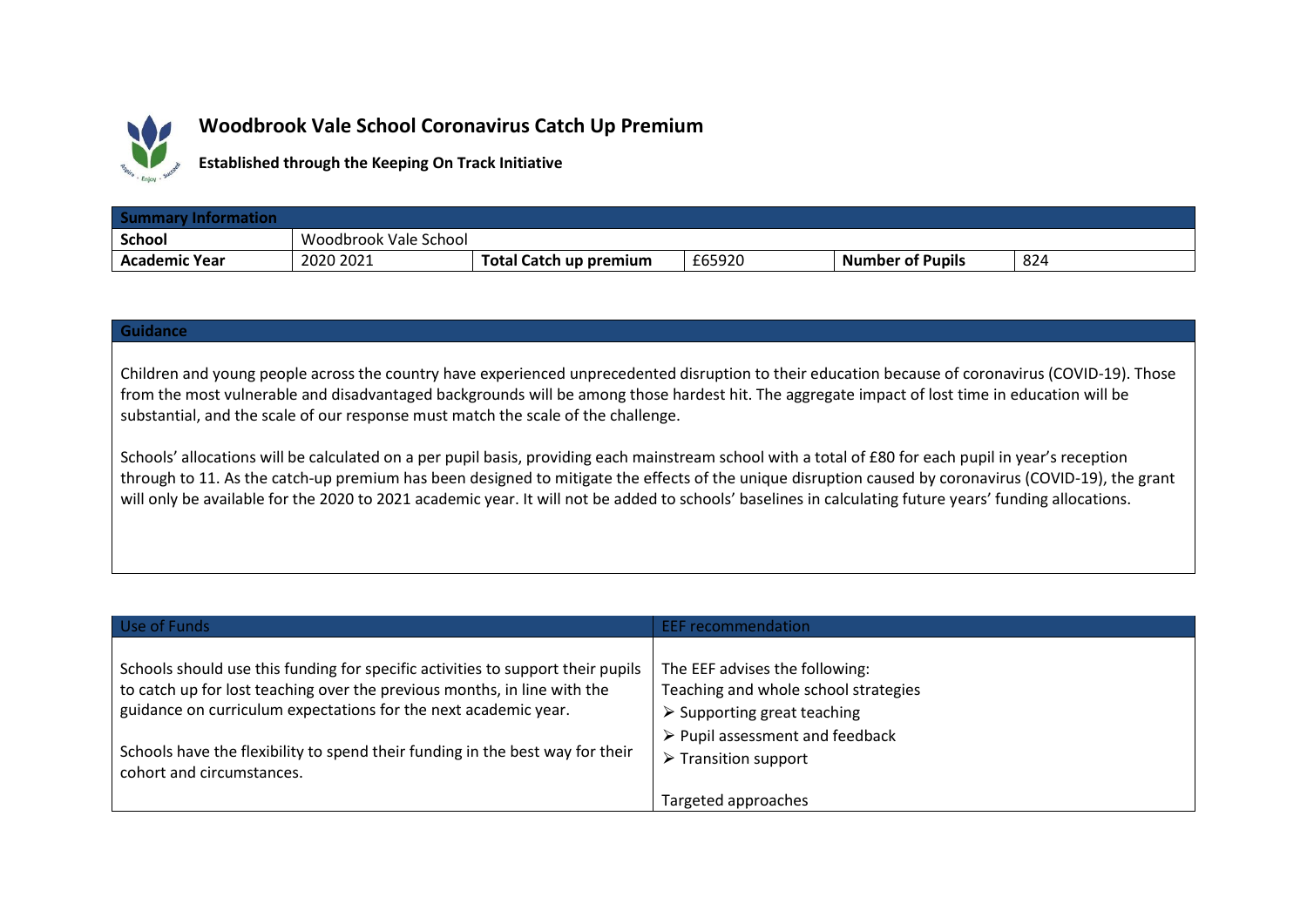# Woodbrook Vale School Coronavirus Catch Up Premium

**Established through the Keeping On Track Initiative**

| **Summary Information** | | | | | |
|---|---|---|---|---|---|
| **School** | Woodbrook Vale School | | | | |
| **Academic Year** | 2020 2021 | **Total Catch up premium** | £65920 | **Number of Pupils** | 824 |

| **Guidance** |
|---|
| Children and young people across the country have experienced unprecedented disruption to their education because of coronavirus (COVID-19). Those from the most vulnerable and disadvantaged backgrounds will be among those hardest hit. The aggregate impact of lost time in education will be substantial, and the scale of our response must match the scale of the challenge.<br><br>Schools' allocations will be calculated on a per pupil basis, providing each mainstream school with a total of £80 for each pupil in year's reception through to 11. As the catch-up premium has been designed to mitigate the effects of the unique disruption caused by coronavirus (COVID-19), the grant will only be available for the 2020 to 2021 academic year. It will not be added to schools' baselines in calculating future years' funding allocations. |

| Use of Funds | EEF recommendation |
|---|---|
| Schools should use this funding for specific activities to support their pupils to catch up for lost teaching over the previous months, in line with the guidance on curriculum expectations for the next academic year.<br><br>Schools have the flexibility to spend their funding in the best way for their cohort and circumstances. | The EEF advises the following:<br>Teaching and whole school strategies<br>➢ Supporting great teaching<br>➢ Pupil assessment and feedback<br>➢ Transition support<br><br>Targeted approaches |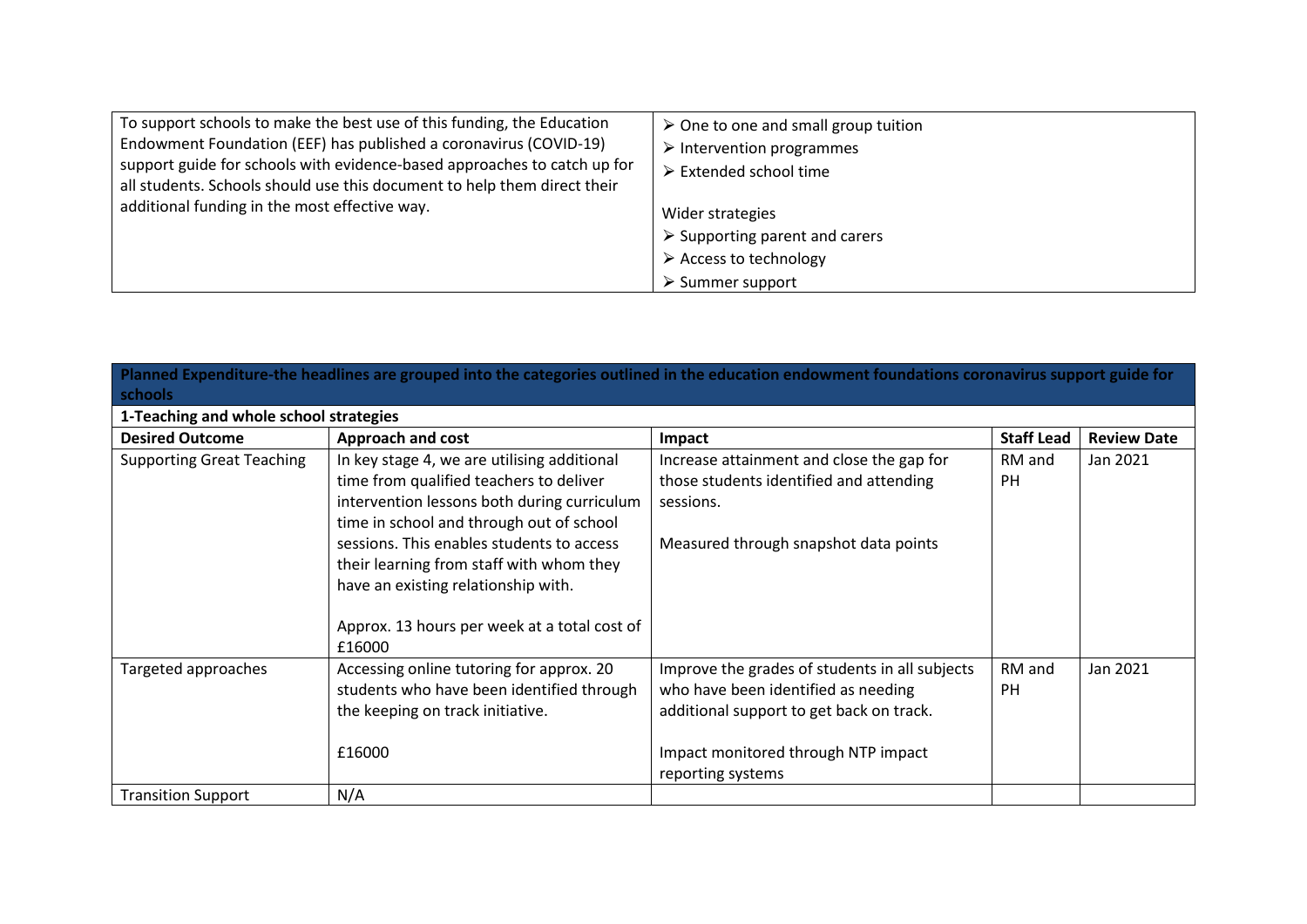| To support schools to make the best use of this funding, the Education Endowment Foundation (EEF) has published a coronavirus (COVID-19) support guide for schools with evidence-based approaches to catch up for all students. Schools should use this document to help them direct their additional funding in the most effective way. | ➢ One to one and small group tuition<br>➢ Intervention programmes<br>➢ Extended school time<br><br>Wider strategies<br>➢ Supporting parent and carers<br>➢ Access to technology<br>➢ Summer support |
|---|---|

| **Planned Expenditure-the headlines are grouped into the categories outlined in the education endowment foundations coronavirus support guide for schools** | | | | |
|---|---|---|---|---|
| **1-Teaching and whole school strategies** | | | | |
| **Desired Outcome** | **Approach and cost** | **Impact** | **Staff Lead** | **Review Date** |
| Supporting Great Teaching | In key stage 4, we are utilising additional time from qualified teachers to deliver intervention lessons both during curriculum time in school and through out of school sessions. This enables students to access their learning from staff with whom they have an existing relationship with.<br><br>Approx. 13 hours per week at a total cost of £16000 | Increase attainment and close the gap for those students identified and attending sessions.<br><br>Measured through snapshot data points | RM and PH | Jan 2021 |
| Targeted approaches | Accessing online tutoring for approx. 20 students who have been identified through the keeping on track initiative.<br><br>£16000 | Improve the grades of students in all subjects who have been identified as needing additional support to get back on track.<br><br>Impact monitored through NTP impact reporting systems | RM and PH | Jan 2021 |
| Transition Support | N/A | | | |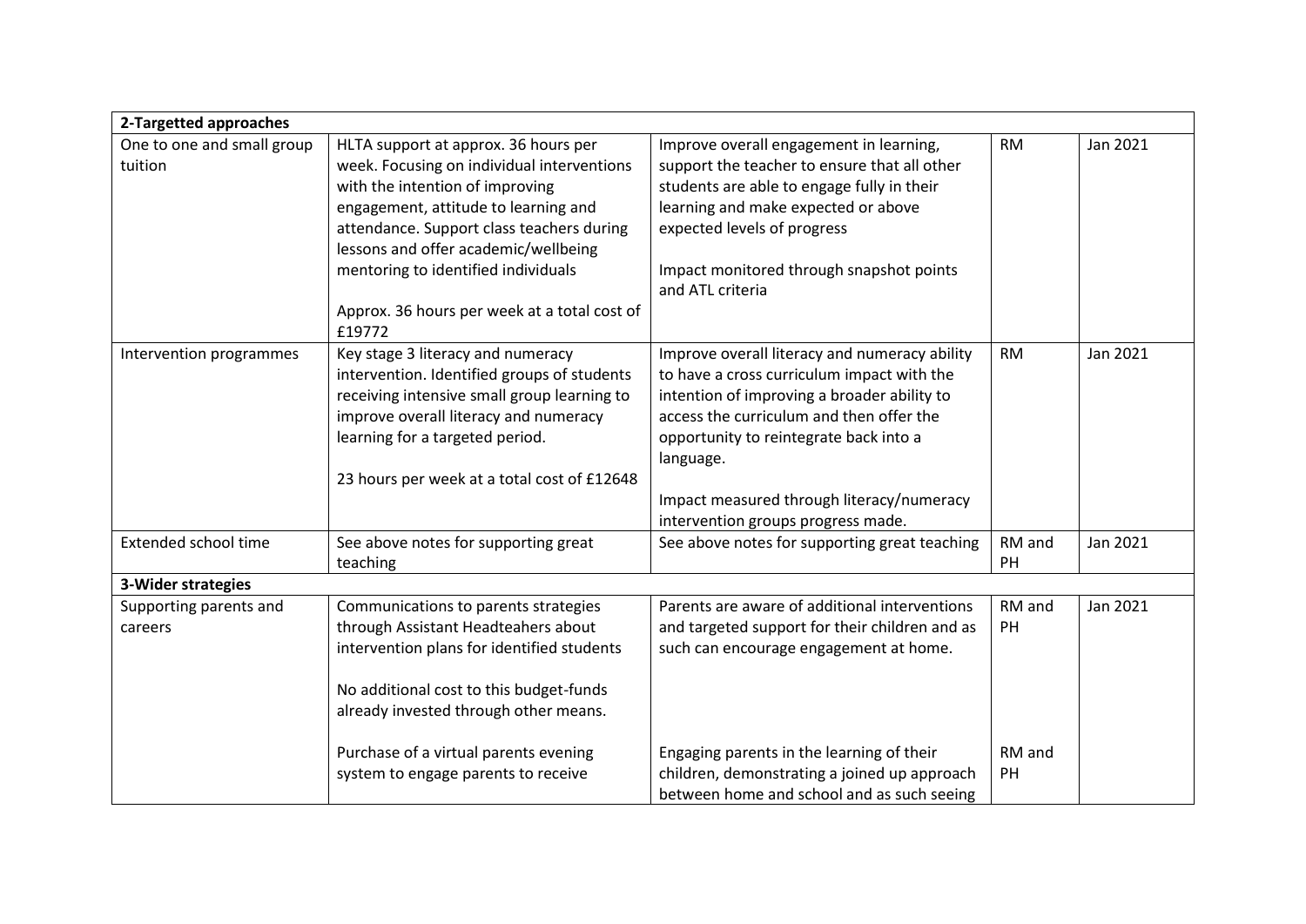| 2-Targetted approaches | | | | |
|---|---|---|---|---|
| One to one and small group tuition | HLTA support at approx. 36 hours per week. Focusing on individual interventions with the intention of improving engagement, attitude to learning and attendance. Support class teachers during lessons and offer academic/wellbeing mentoring to identified individuals<br><br>Approx. 36 hours per week at a total cost of £19772 | Improve overall engagement in learning, support the teacher to ensure that all other students are able to engage fully in their learning and make expected or above expected levels of progress<br><br>Impact monitored through snapshot points and ATL criteria | RM | Jan 2021 |
| Intervention programmes | Key stage 3 literacy and numeracy intervention. Identified groups of students receiving intensive small group learning to improve overall literacy and numeracy learning for a targeted period.<br><br>23 hours per week at a total cost of £12648 | Improve overall literacy and numeracy ability to have a cross curriculum impact with the intention of improving a broader ability to access the curriculum and then offer the opportunity to reintegrate back into a language.<br><br>Impact measured through literacy/numeracy intervention groups progress made. | RM | Jan 2021 |
| Extended school time | See above notes for supporting great teaching | See above notes for supporting great teaching | RM and PH | Jan 2021 |
| **3-Wider strategies** | | | | |
| Supporting parents and careers | Communications to parents strategies through Assistant Headteahers about intervention plans for identified students<br><br>No additional cost to this budget-funds already invested through other means. | Parents are aware of additional interventions and targeted support for their children and as such can encourage engagement at home. | RM and PH | Jan 2021 |
| | Purchase of a virtual parents evening system to engage parents to receive | Engaging parents in the learning of their children, demonstrating a joined up approach between home and school and as such seeing | RM and PH | |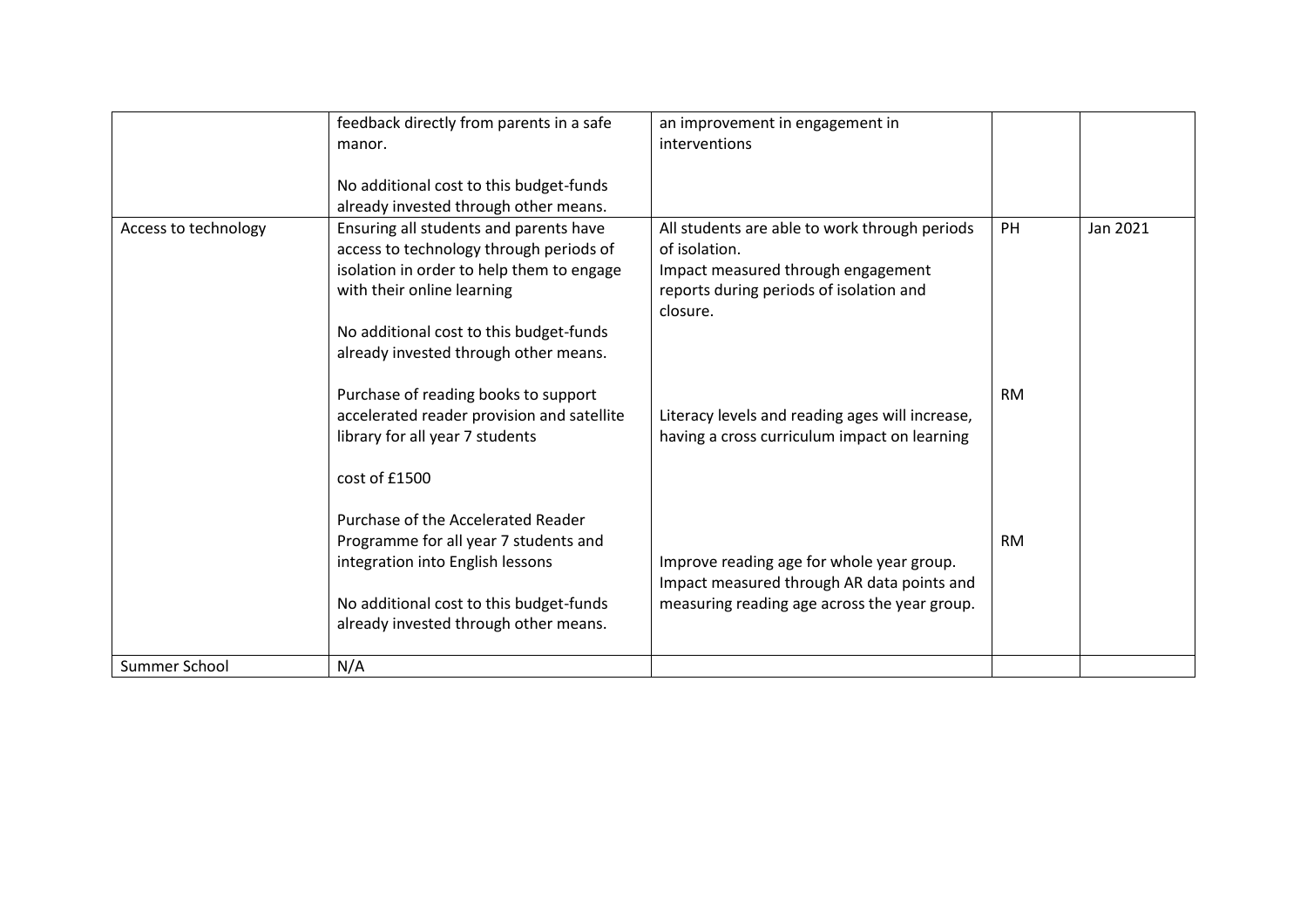| | | | | |
|---|---|---|---|---|
| | feedback directly from parents in a safe manor.<br><br>No additional cost to this budget-funds already invested through other means. | an improvement in engagement in interventions | | |
| Access to technology | Ensuring all students and parents have access to technology through periods of isolation in order to help them to engage with their online learning<br><br>No additional cost to this budget-funds already invested through other means.<br><br>Purchase of reading books to support accelerated reader provision and satellite library for all year 7 students<br><br>cost of £1500<br><br>Purchase of the Accelerated Reader Programme for all year 7 students and integration into English lessons<br><br>No additional cost to this budget-funds already invested through other means. | All students are able to work through periods of isolation.<br>Impact measured through engagement reports during periods of isolation and closure.<br><br>Literacy levels and reading ages will increase, having a cross curriculum impact on learning<br><br>Improve reading age for whole year group.<br>Impact measured through AR data points and measuring reading age across the year group. | PH<br><br>RM<br><br>RM | Jan 2021 |
| Summer School | N/A | | | |